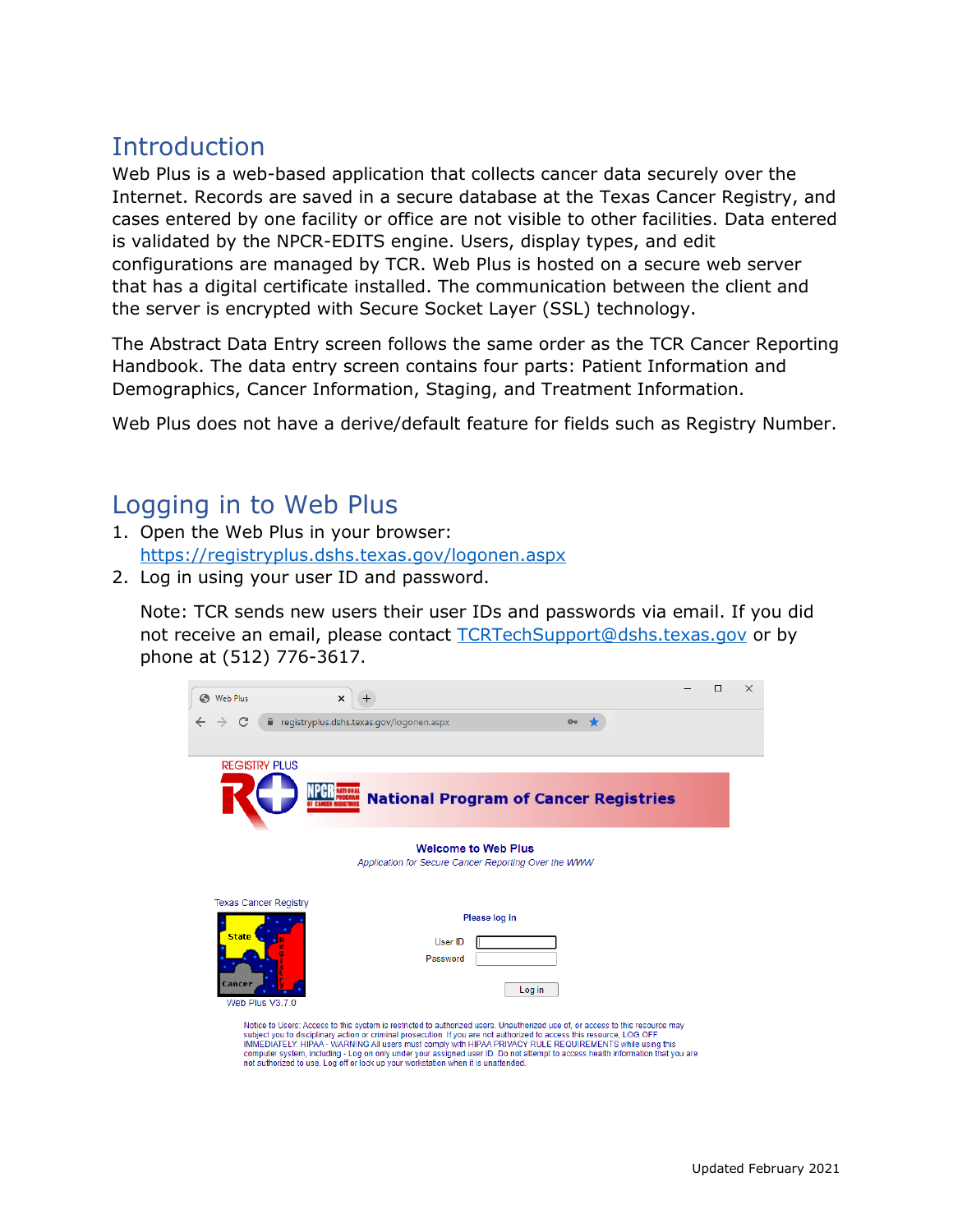# Introduction

Web Plus is a web-based application that collects cancer data securely over the Internet. Records are saved in a secure database at the Texas Cancer Registry, and cases entered by one facility or office are not visible to other facilities. Data entered is validated by the NPCR-EDITS engine. Users, display types, and edit configurations are managed by TCR. Web Plus is hosted on a secure web server that has a digital certificate installed. The communication between the client and the server is encrypted with Secure Socket Layer (SSL) technology.

The Abstract Data Entry screen follows the same order as the TCR Cancer Reporting Handbook. The data entry screen contains four parts: Patient Information and Demographics, Cancer Information, Staging, and Treatment Information.

Web Plus does not have a derive/default feature for fields such as Registry Number.

# Logging in to Web Plus

1. Open the Web Plus in your browser: https://registryplus.dshs.texas.gov/logonen.aspx
2. Log in using your user ID and password.

   Note: TCR sends new users their user IDs and passwords via email. If you did not receive an email, please contact TCRTechSupport@dshs.texas.gov or by phone at (512) 776-3617.

Updated February 2021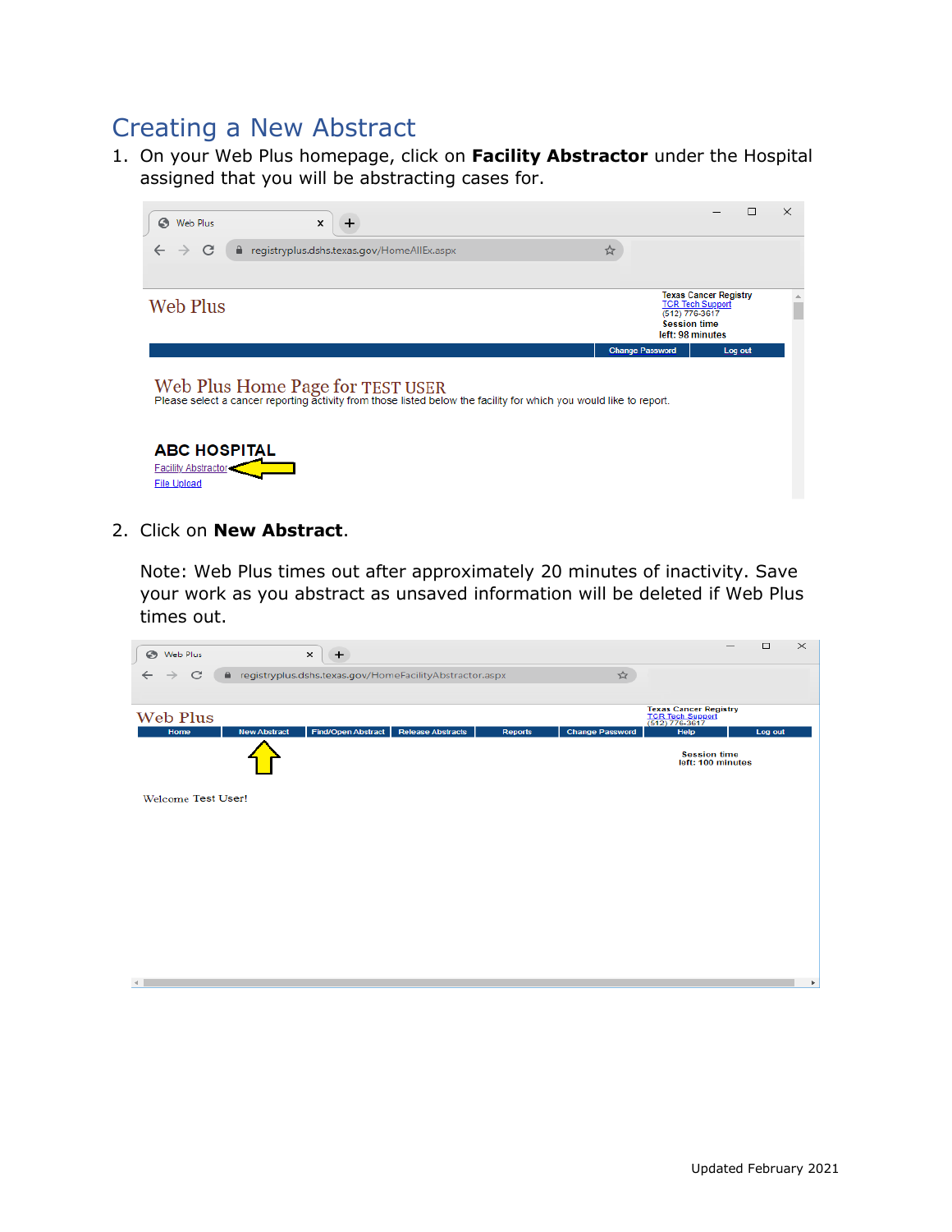# Creating a New Abstract

1. On your Web Plus homepage, click on **Facility Abstractor** under the Hospital assigned that you will be abstracting cases for.

2. Click on **New Abstract**.

   Note: Web Plus times out after approximately 20 minutes of inactivity. Save your work as you abstract as unsaved information will be deleted if Web Plus times out.

Updated February 2021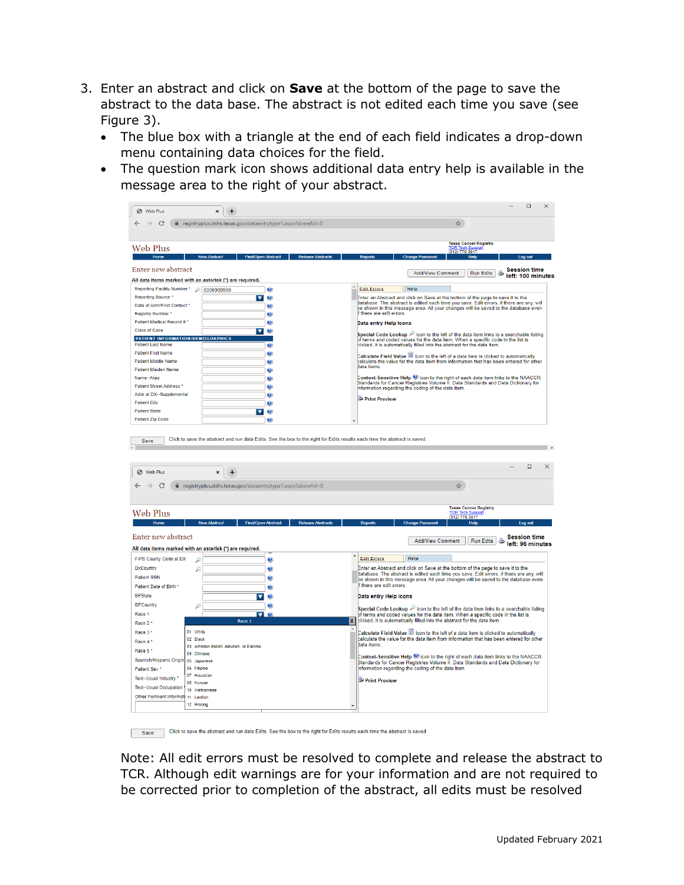3. Enter an abstract and click on **Save** at the bottom of the page to save the abstract to the data base. The abstract is not edited each time you save (see Figure 3).
   - The blue box with a triangle at the end of each field indicates a drop-down menu containing data choices for the field.
   - The question mark icon shows additional data entry help is available in the message area to the right of your abstract.

Note: All edit errors must be resolved to complete and release the abstract to TCR. Although edit warnings are for your information and are not required to be corrected prior to completion of the abstract, all edits must be resolved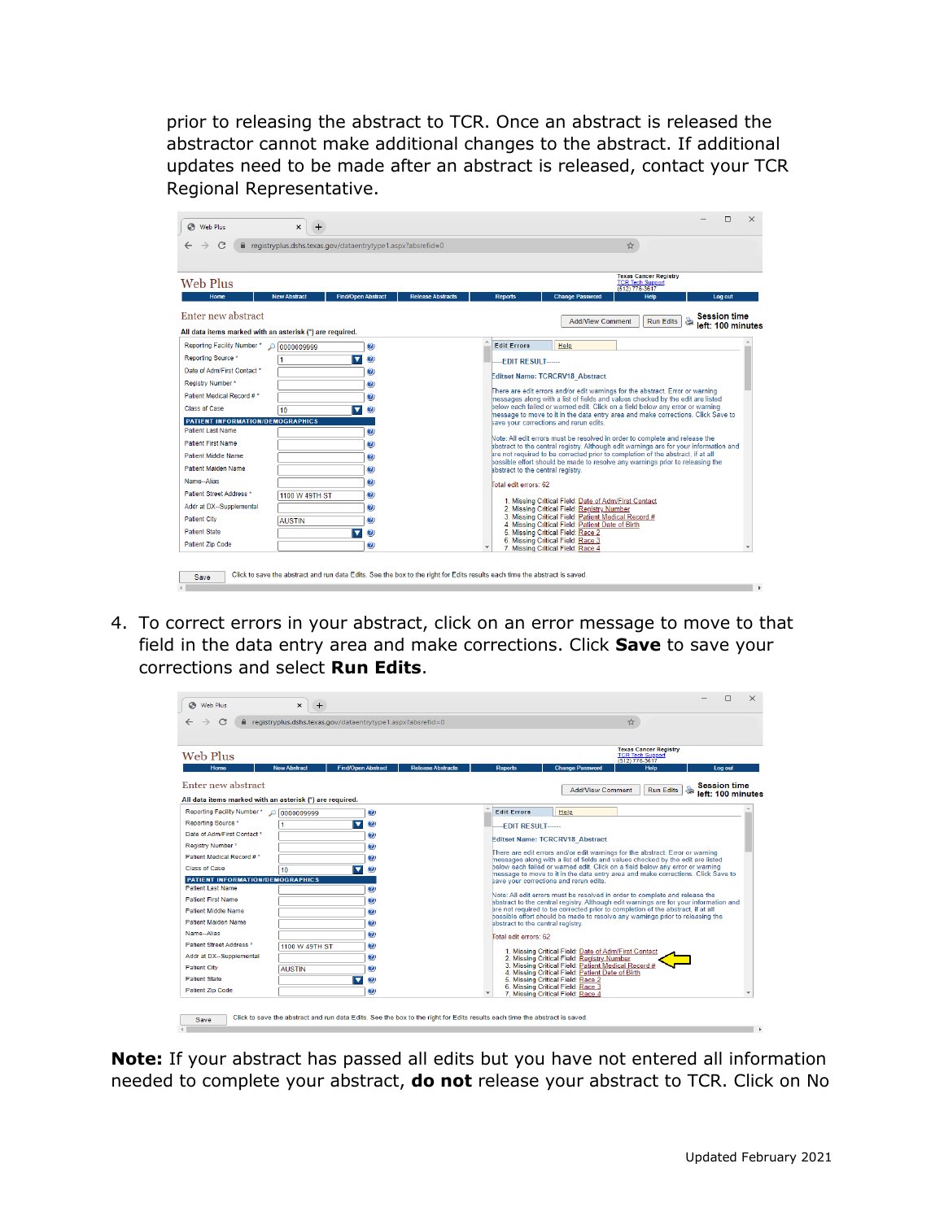prior to releasing the abstract to TCR. Once an abstract is released the abstractor cannot make additional changes to the abstract. If additional updates need to be made after an abstract is released, contact your TCR Regional Representative.

4. To correct errors in your abstract, click on an error message to move to that field in the data entry area and make corrections. Click **Save** to save your corrections and select **Run Edits**.

**Note:** If your abstract has passed all edits but you have not entered all information needed to complete your abstract, **do not** release your abstract to TCR. Click on No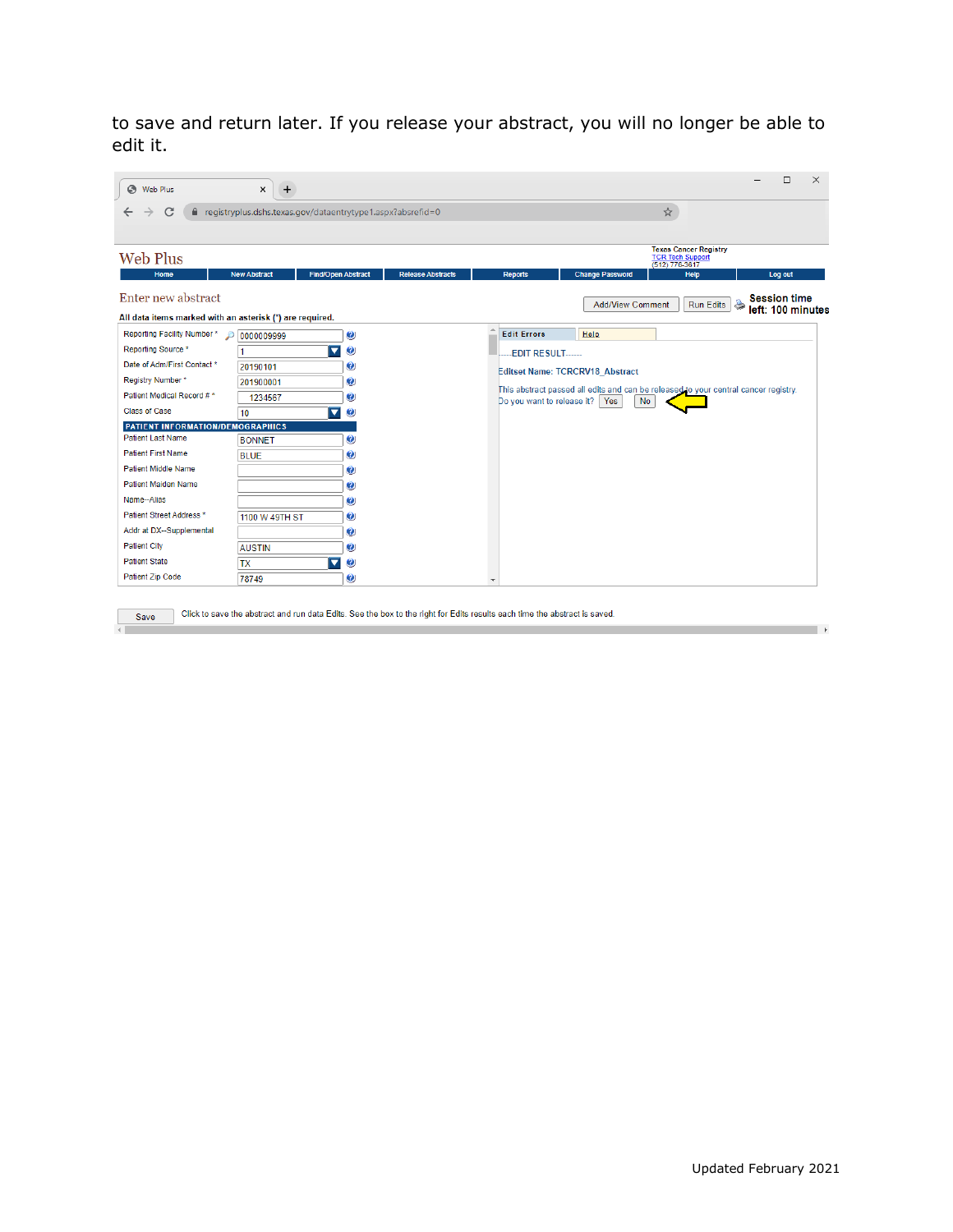to save and return later. If you release your abstract, you will no longer be able to edit it.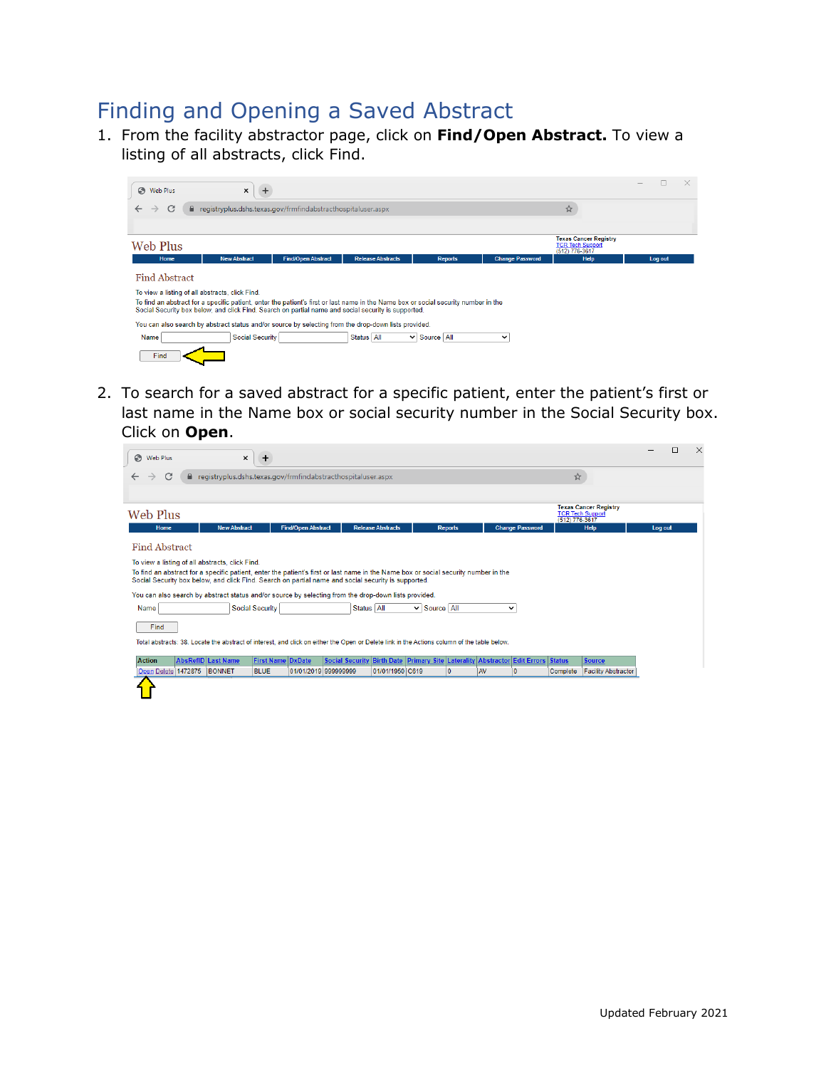## Finding and Opening a Saved Abstract

1. From the facility abstractor page, click on **Find/Open Abstract.** To view a listing of all abstracts, click Find.

2. To search for a saved abstract for a specific patient, enter the patient's first or last name in the Name box or social security number in the Social Security box. Click on **Open**.

Updated February 2021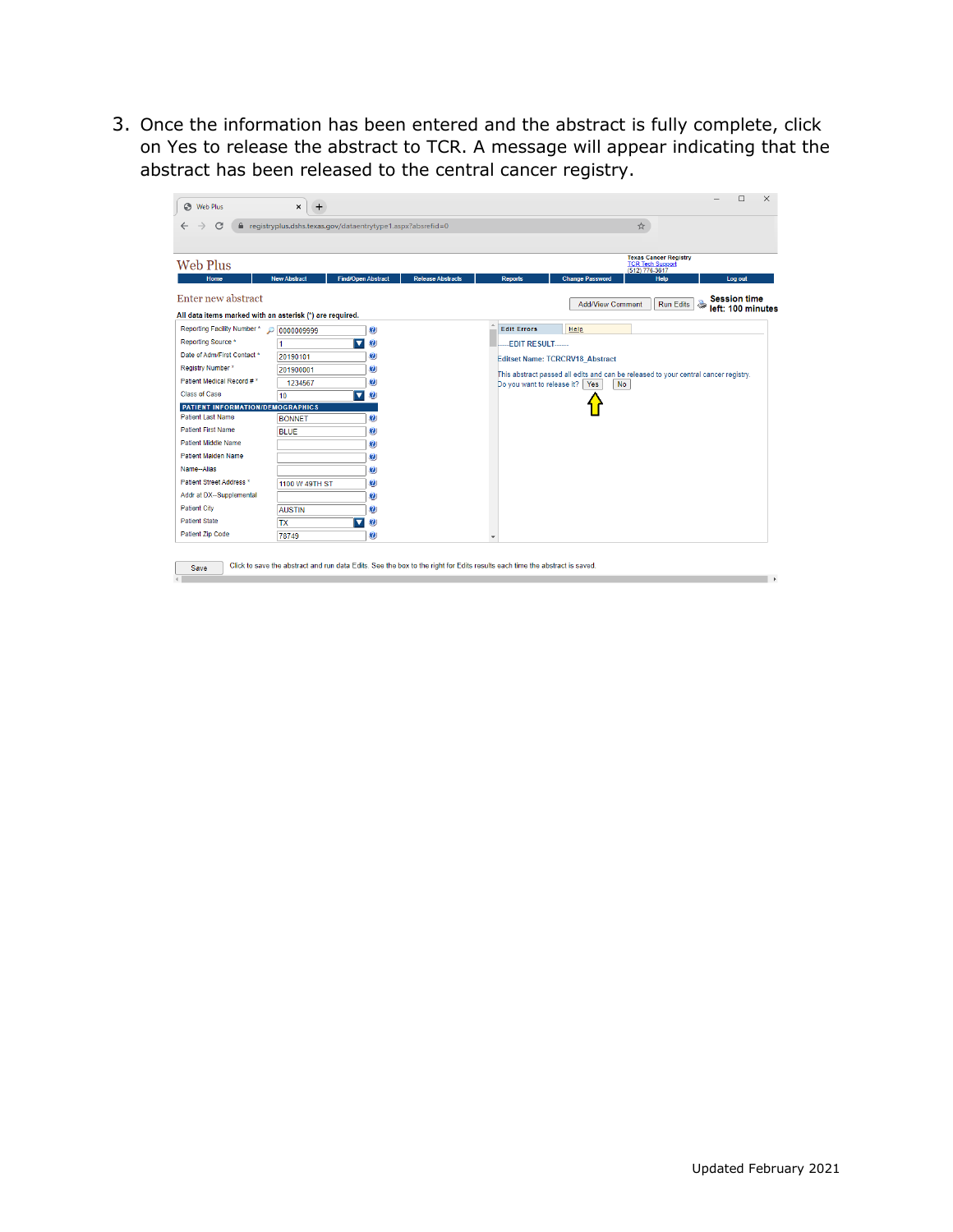3. Once the information has been entered and the abstract is fully complete, click on Yes to release the abstract to TCR. A message will appear indicating that the abstract has been released to the central cancer registry.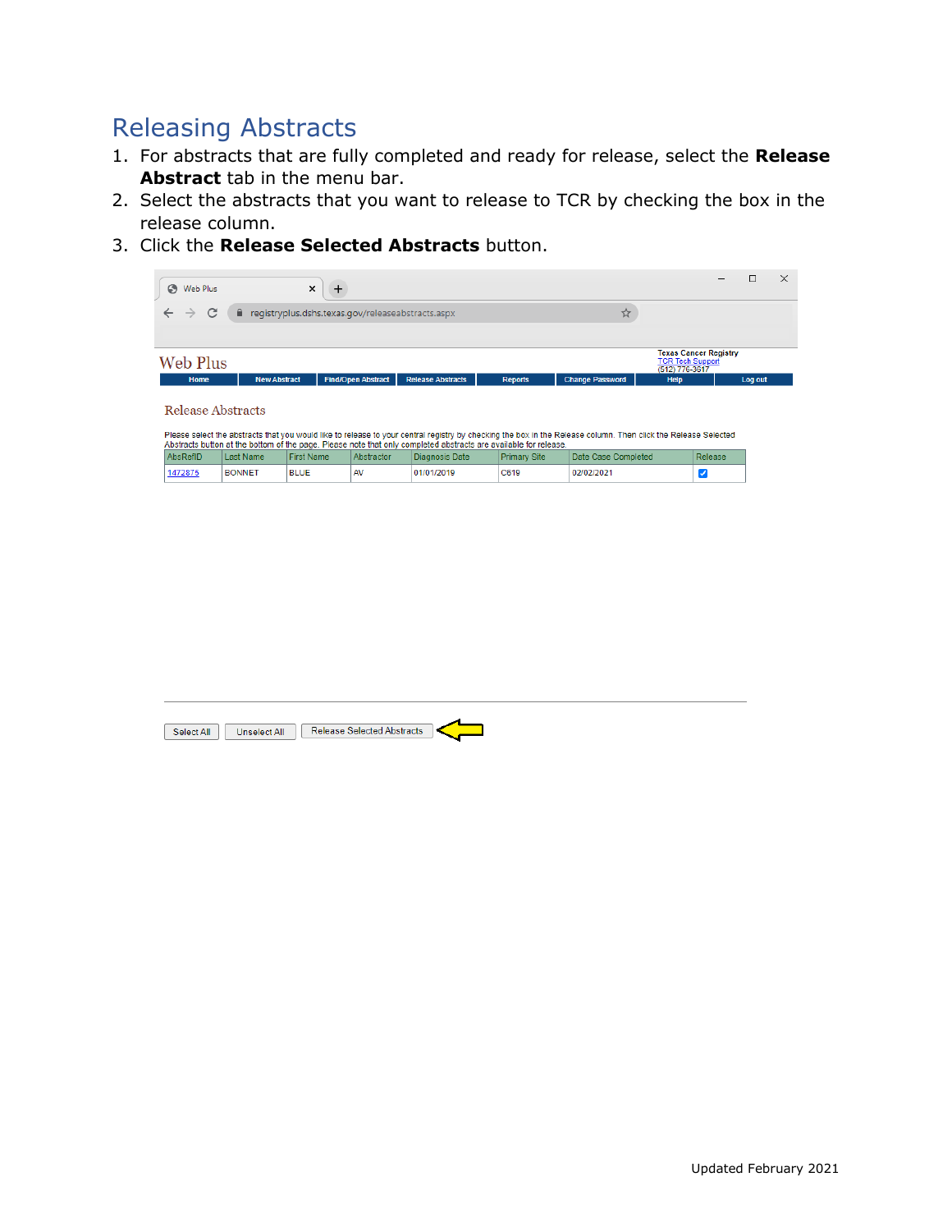## Releasing Abstracts

1. For abstracts that are fully completed and ready for release, select the **Release Abstract** tab in the menu bar.
2. Select the abstracts that you want to release to TCR by checking the box in the release column.
3. Click the **Release Selected Abstracts** button.

Updated February 2021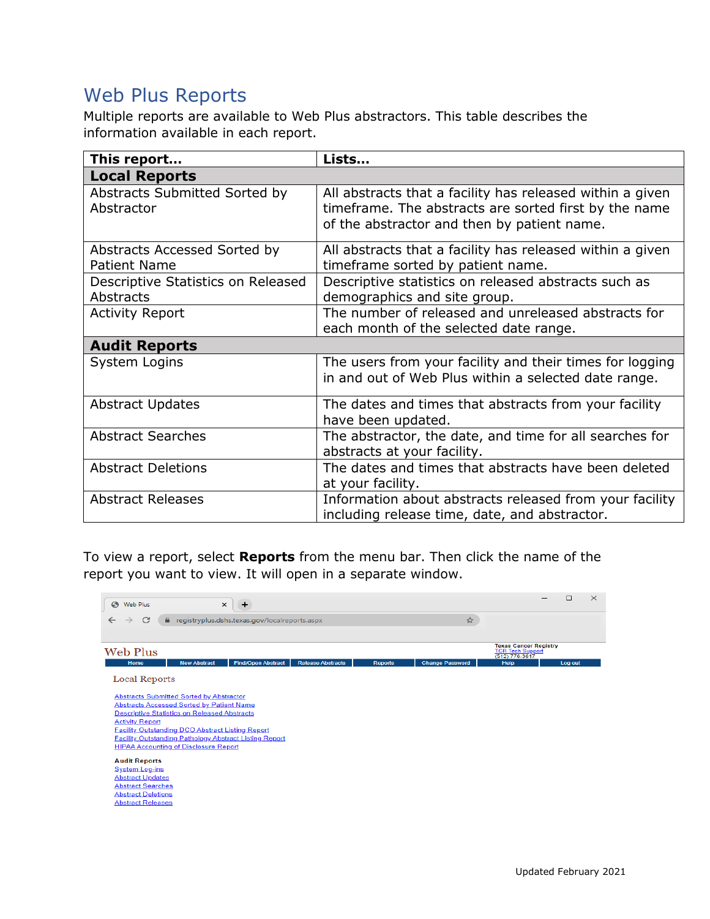## Web Plus Reports

Multiple reports are available to Web Plus abstractors. This table describes the information available in each report.

| This report… | Lists… |
|---|---|
| **Local Reports** | |
| Abstracts Submitted Sorted by Abstractor | All abstracts that a facility has released within a given timeframe. The abstracts are sorted first by the name of the abstractor and then by patient name. |
| Abstracts Accessed Sorted by Patient Name | All abstracts that a facility has released within a given timeframe sorted by patient name. |
| Descriptive Statistics on Released Abstracts | Descriptive statistics on released abstracts such as demographics and site group. |
| Activity Report | The number of released and unreleased abstracts for each month of the selected date range. |
| **Audit Reports** | |
| System Logins | The users from your facility and their times for logging in and out of Web Plus within a selected date range. |
| Abstract Updates | The dates and times that abstracts from your facility have been updated. |
| Abstract Searches | The abstractor, the date, and time for all searches for abstracts at your facility. |
| Abstract Deletions | The dates and times that abstracts have been deleted at your facility. |
| Abstract Releases | Information about abstracts released from your facility including release time, date, and abstractor. |

To view a report, select **Reports** from the menu bar. Then click the name of the report you want to view. It will open in a separate window.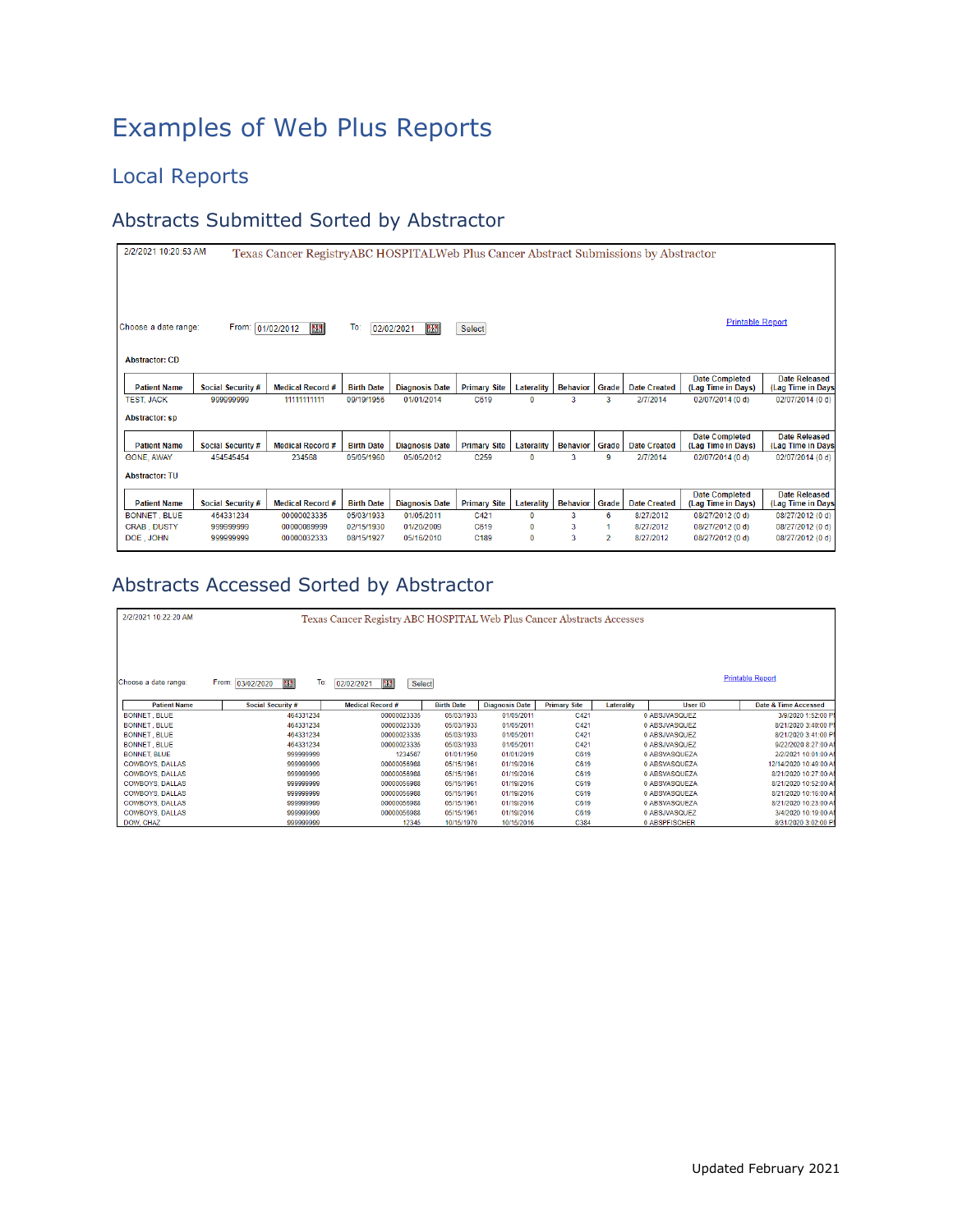# Examples of Web Plus Reports

## Local Reports

### Abstracts Submitted Sorted by Abstractor

2/2/2021 10:20:53 AM Texas Cancer RegistryABC HOSPITALWeb Plus Cancer Abstract Submissions by Abstractor

Choose a date range: From: 01/02/2012 To: 02/02/2021 Select

Printable Report

Abstractor: CD

| Patient Name | Social Security # | Medical Record # | Birth Date | Diagnosis Date | Primary Site | Laterality | Behavior | Grade | Date Created | Date Completed (Lag Time in Days) | Date Released (Lag Time in Days) |
|---|---|---|---|---|---|---|---|---|---|---|---|
| TEST, JACK | 999999999 | 11111111111 | 09/19/1956 | 01/01/2014 | C619 | 0 | 3 | 3 | 2/7/2014 | 02/07/2014 (0 d) | 02/07/2014 (0 d) |

Abstractor: sp

| Patient Name | Social Security # | Medical Record # | Birth Date | Diagnosis Date | Primary Site | Laterality | Behavior | Grade | Date Created | Date Completed (Lag Time in Days) | Date Released (Lag Time in Days) |
|---|---|---|---|---|---|---|---|---|---|---|---|
| GONE, AWAY | 454545454 | 234568 | 05/05/1960 | 05/05/2012 | C259 | 0 | 3 | 9 | 2/7/2014 | 02/07/2014 (0 d) | 02/07/2014 (0 d) |

Abstractor: TU

| Patient Name | Social Security # | Medical Record # | Birth Date | Diagnosis Date | Primary Site | Laterality | Behavior | Grade | Date Created | Date Completed (Lag Time in Days) | Date Released (Lag Time in Days) |
|---|---|---|---|---|---|---|---|---|---|---|---|
| BONNET , BLUE | 464331234 | 00000023335 | 05/03/1933 | 01/05/2011 | C421 | 0 | 3 | 6 | 8/27/2012 | 08/27/2012 (0 d) | 08/27/2012 (0 d) |
| CRAB , DUSTY | 999999999 | 00000089999 | 02/15/1930 | 01/20/2009 | C619 | 0 | 3 | 1 | 8/27/2012 | 08/27/2012 (0 d) | 08/27/2012 (0 d) |
| DOE , JOHN | 999999999 | 00000032333 | 08/15/1927 | 05/16/2010 | C189 | 0 | 3 | 2 | 8/27/2012 | 08/27/2012 (0 d) | 08/27/2012 (0 d) |

### Abstracts Accessed Sorted by Abstractor

2/2/2021 10:22:20 AM Texas Cancer Registry ABC HOSPITAL Web Plus Cancer Abstracts Accesses

Choose a date range: From: 03/02/2020 To: 02/02/2021 Select

Printable Report

| Patient Name | Social Security # | Medical Record # | Birth Date | Diagnosis Date | Primary Site | Laterality | User ID | Date & Time Accessed |
|---|---|---|---|---|---|---|---|---|
| BONNET , BLUE | 464331234 | 00000023335 | 05/03/1933 | 01/05/2011 | C421 | 0 | ABSJVASQUEZ | 3/9/2020 1:52:00 PM |
| BONNET , BLUE | 464331234 | 00000023335 | 05/03/1933 | 01/05/2011 | C421 | 0 | ABSJVASQUEZ | 8/21/2020 3:40:00 PM |
| BONNET , BLUE | 464331234 | 00000023335 | 05/03/1933 | 01/05/2011 | C421 | 0 | ABSJVASQUEZ | 8/21/2020 3:41:00 PM |
| BONNET , BLUE | 464331234 | 00000023335 | 05/03/1933 | 01/05/2011 | C421 | 0 | ABSJVASQUEZ | 9/22/2020 8:27:00 AM |
| BONNET, BLUE | 999999999 | 1234567 | 01/01/1950 | 01/01/2019 | C619 | 0 | ABSVASQUEZA | 2/2/2021 10:01:00 AM |
| COWBOYS, DALLAS | 999999999 | 00000056988 | 05/15/1961 | 01/19/2016 | C619 | 0 | ABSVASQUEZA | 12/14/2020 10:49:00 AM |
| COWBOYS, DALLAS | 999999999 | 00000056988 | 05/15/1961 | 01/19/2016 | C619 | 0 | ABSVASQUEZA | 8/21/2020 10:27:00 AM |
| COWBOYS, DALLAS | 999999999 | 00000056988 | 05/15/1961 | 01/19/2016 | C619 | 0 | ABSVASQUEZA | 8/21/2020 10:52:00 AM |
| COWBOYS, DALLAS | 999999999 | 00000056988 | 05/15/1961 | 01/19/2016 | C619 | 0 | ABSVASQUEZA | 8/21/2020 10:16:00 AM |
| COWBOYS, DALLAS | 999999999 | 00000056988 | 05/15/1961 | 01/19/2016 | C619 | 0 | ABSVASQUEZA | 8/21/2020 10:23:00 AM |
| COWBOYS, DALLAS | 999999999 | 00000056988 | 05/15/1961 | 01/19/2016 | C619 | 0 | ABSJVASQUEZ | 3/4/2020 10:19:00 AM |
| DOW, CHAZ | 999999999 | 12345 | 10/15/1970 | 10/15/2016 | C384 | 0 | ABSPFISCHER | 8/31/2020 3:02:00 PM |

Updated February 2021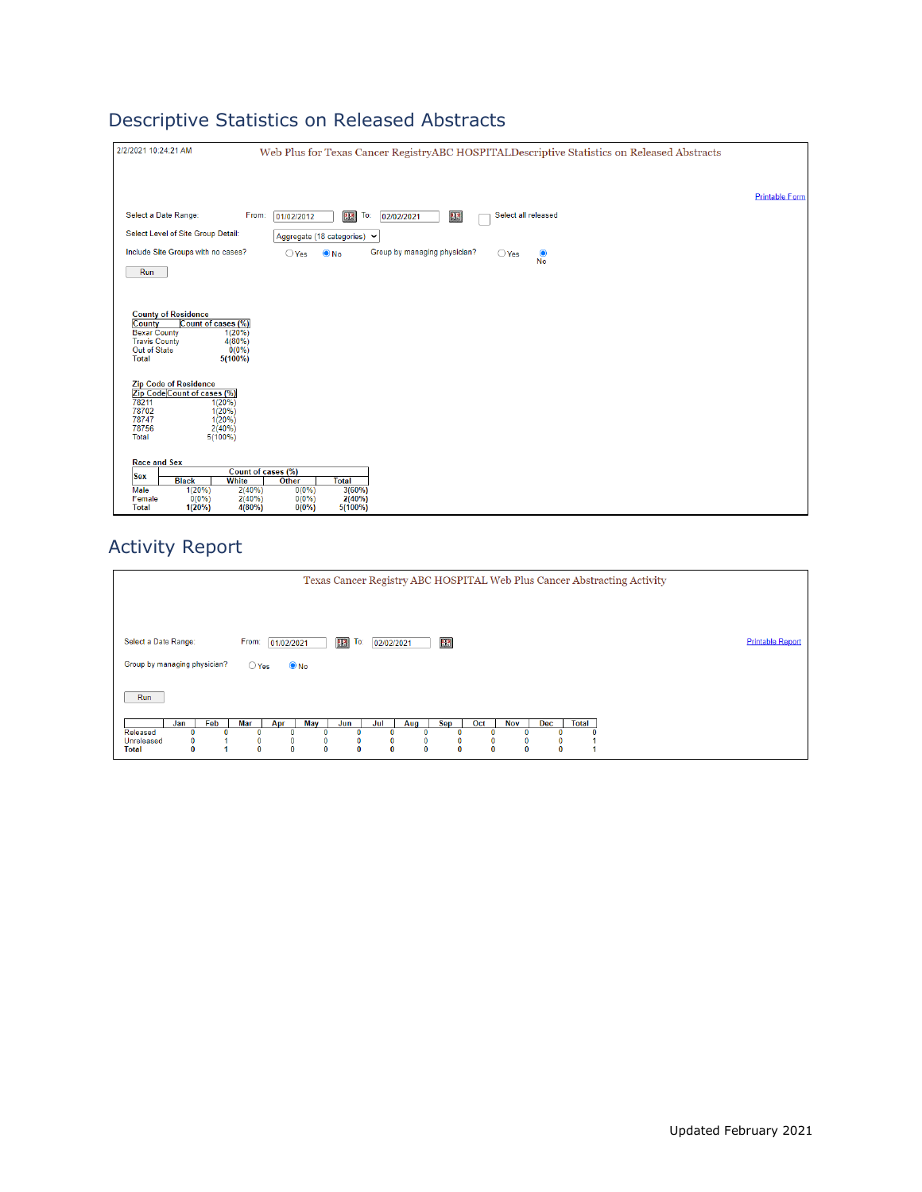## Descriptive Statistics on Released Abstracts

2/2/2021 10:24:21 AM

Web Plus for Texas Cancer RegistryABC HOSPITALDescriptive Statistics on Released Abstracts

Printable Form

Select a Date Range: From: 01/02/2012 To: 02/02/2021 Select all released

Select Level of Site Group Detail: Aggregate (18 categories)

Include Site Groups with no cases? Yes No Group by managing physician? Yes No

Run

County of Residence

| County | Count of cases (%) |
|---|---|
| Bexar County | 1(20%) |
| Travis County | 4(80%) |
| Out of State | 0(0%) |
| Total | 5(100%) |

Zip Code of Residence

| Zip Code | Count of cases (%) |
|---|---|
| 78211 | 1(20%) |
| 78702 | 1(20%) |
| 78747 | 1(20%) |
| 78756 | 2(40%) |
| Total | 5(100%) |

Race and Sex

| Sex | Count of cases (%) | | | |
|---|---|---|---|---|
| | Black | White | Other | Total |
| Male | 1(20%) | 2(40%) | 0(0%) | 3(60%) |
| Female | 0(0%) | 2(40%) | 0(0%) | 2(40%) |
| Total | 1(20%) | 4(80%) | 0(0%) | 5(100%) |

## Activity Report

Texas Cancer Registry ABC HOSPITAL Web Plus Cancer Abstracting Activity

Select a Date Range: From: 01/02/2021 To: 02/02/2021

Printable Report

Group by managing physician? Yes No

Run

| | Jan | Feb | Mar | Apr | May | Jun | Jul | Aug | Sep | Oct | Nov | Dec | Total |
|---|---|---|---|---|---|---|---|---|---|---|---|---|---|
| Released | 0 | 0 | 0 | 0 | 0 | 0 | 0 | 0 | 0 | 0 | 0 | 0 | 0 |
| Unreleased | 0 | 1 | 0 | 0 | 0 | 0 | 0 | 0 | 0 | 0 | 0 | 0 | 1 |
| Total | 0 | 1 | 0 | 0 | 0 | 0 | 0 | 0 | 0 | 0 | 0 | 0 | 1 |

Updated February 2021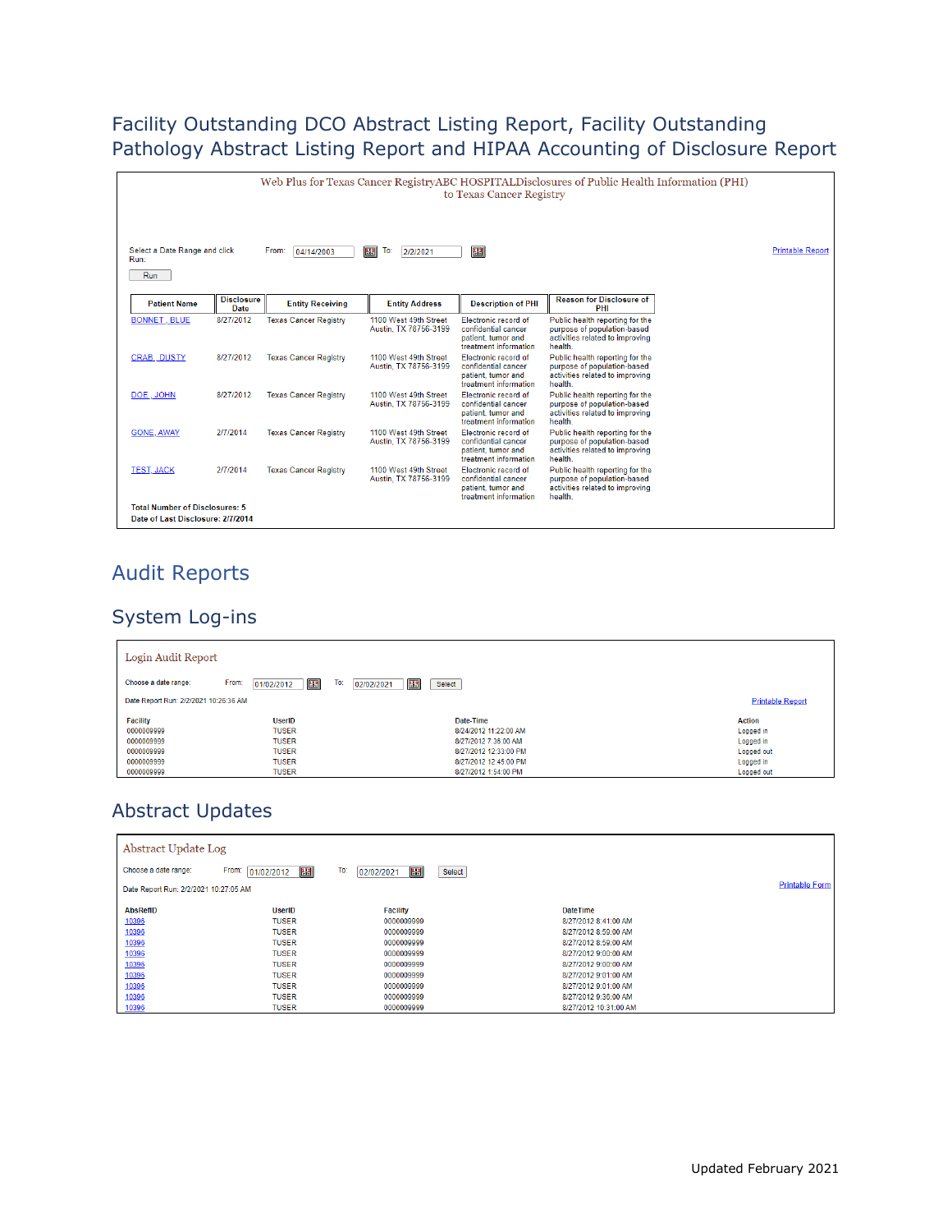## Facility Outstanding DCO Abstract Listing Report, Facility Outstanding Pathology Abstract Listing Report and HIPAA Accounting of Disclosure Report

Web Plus for Texas Cancer RegistryABC HOSPITALDisclosures of Public Health Information (PHI) to Texas Cancer Registry

Select a Date Range and click Run: From: 04/14/2003 To: 2/2/2021

Run

Printable Report

| Patient Name | Disclosure Date | Entity Receiving | Entity Address | Description of PHI | Reason for Disclosure of PHI |
|---|---|---|---|---|---|
| BONNET, BLUE | 8/27/2012 | Texas Cancer Registry | 1100 West 49th Street Austin, TX 78756-3199 | Electronic record of confidential cancer patient, tumor and treatment information | Public health reporting for the purpose of population-based activities related to improving health. |
| CRAB, DUSTY | 8/27/2012 | Texas Cancer Registry | 1100 West 49th Street Austin, TX 78756-3199 | Electronic record of confidential cancer patient, tumor and treatment information | Public health reporting for the purpose of population-based activities related to improving health. |
| DOE, JOHN | 8/27/2012 | Texas Cancer Registry | 1100 West 49th Street Austin, TX 78756-3199 | Electronic record of confidential cancer patient, tumor and treatment information | Public health reporting for the purpose of population-based activities related to improving health. |
| GONE, AWAY | 2/7/2014 | Texas Cancer Registry | 1100 West 49th Street Austin, TX 78756-3199 | Electronic record of confidential cancer patient, tumor and treatment information | Public health reporting for the purpose of population-based activities related to improving health. |
| TEST, JACK | 2/7/2014 | Texas Cancer Registry | 1100 West 49th Street Austin, TX 78756-3199 | Electronic record of confidential cancer patient, tumor and treatment information | Public health reporting for the purpose of population-based activities related to improving health. |

**Total Number of Disclosures: 5**
**Date of Last Disclosure: 2/7/2014**

# Audit Reports

## System Log-ins

Login Audit Report

Choose a date range: From: 01/02/2012 To: 02/02/2021 Select

Date Report Run: 2/2/2021 10:26:36 AM

Printable Report

| Facility | UserID | Date-Time | Action |
|---|---|---|---|
| 0000009999 | TUSER | 8/24/2012 11:22:00 AM | Logged in |
| 0000009999 | TUSER | 8/27/2012 7:36:00 AM | Logged in |
| 0000009999 | TUSER | 8/27/2012 12:33:00 PM | Logged out |
| 0000009999 | TUSER | 8/27/2012 12:45:00 PM | Logged in |
| 0000009999 | TUSER | 8/27/2012 1:54:00 PM | Logged out |

## Abstract Updates

Abstract Update Log

Choose a date range: From: 01/02/2012 To: 02/02/2021 Select

Date Report Run: 2/2/2021 10:27:05 AM

Printable Form

| AbsRefID | UserID | Facility | DateTime |
|---|---|---|---|
| 10396 | TUSER | 0000009999 | 8/27/2012 8:41:00 AM |
| 10396 | TUSER | 0000009999 | 8/27/2012 8:59:00 AM |
| 10396 | TUSER | 0000009999 | 8/27/2012 8:59:00 AM |
| 10396 | TUSER | 0000009999 | 8/27/2012 9:00:00 AM |
| 10396 | TUSER | 0000009999 | 8/27/2012 9:00:00 AM |
| 10396 | TUSER | 0000009999 | 8/27/2012 9:01:00 AM |
| 10396 | TUSER | 0000009999 | 8/27/2012 9:01:00 AM |
| 10396 | TUSER | 0000009999 | 8/27/2012 9:36:00 AM |
| 10396 | TUSER | 0000009999 | 8/27/2012 10:31:00 AM |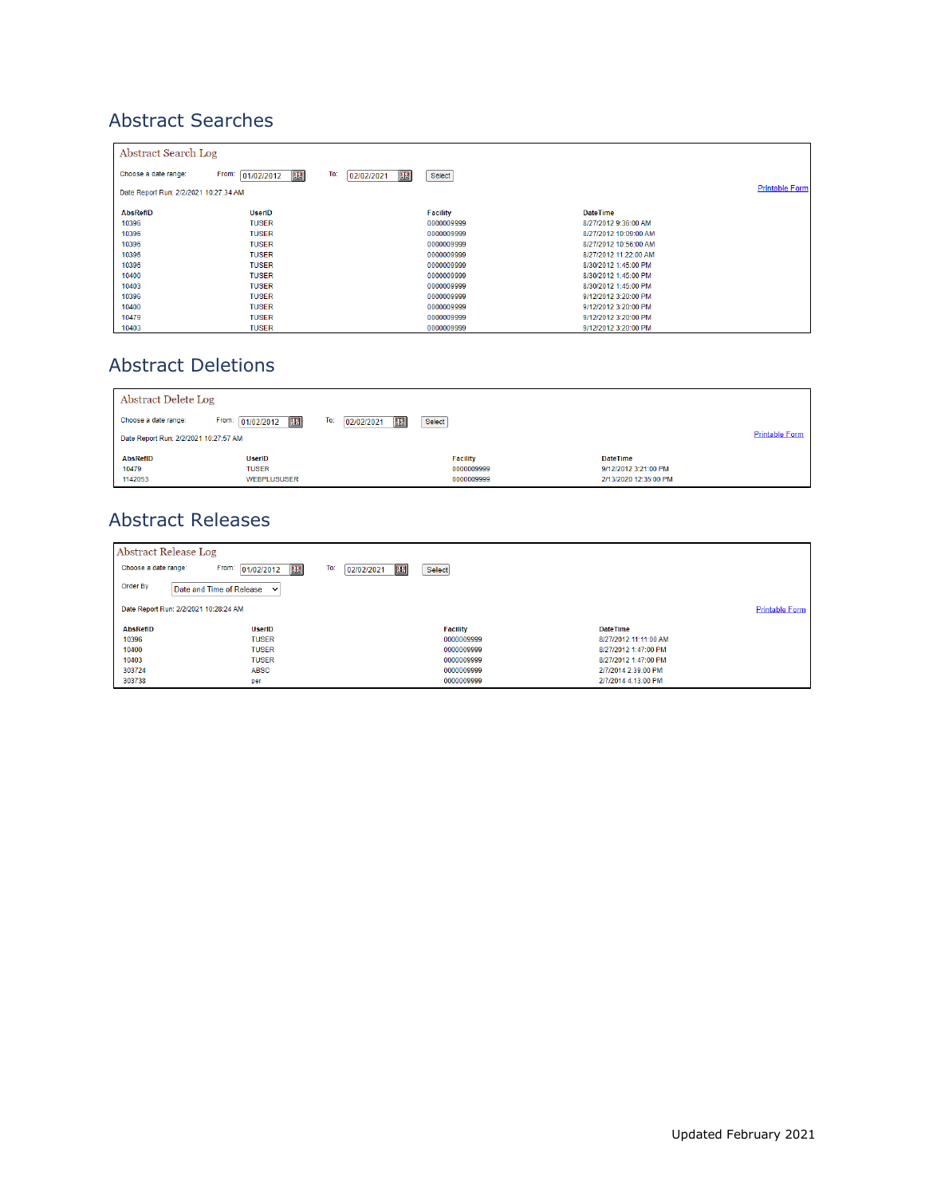## Abstract Searches

Abstract Search Log

Choose a date range: From: 01/02/2012 To: 02/02/2021 Select

Date Report Run: 2/2/2021 10:27:34 AM

Printable Form

| AbsRefID | UserID | Facility | DateTime |
|---|---|---|---|
| 10396 | TUSER | 0000009999 | 8/27/2012 9:36:00 AM |
| 10396 | TUSER | 0000009999 | 8/27/2012 10:09:00 AM |
| 10396 | TUSER | 0000009999 | 8/27/2012 10:56:00 AM |
| 10396 | TUSER | 0000009999 | 8/27/2012 11:22:00 AM |
| 10396 | TUSER | 0000009999 | 8/30/2012 1:45:00 PM |
| 10400 | TUSER | 0000009999 | 8/30/2012 1:45:00 PM |
| 10403 | TUSER | 0000009999 | 8/30/2012 1:45:00 PM |
| 10396 | TUSER | 0000009999 | 9/12/2012 3:20:00 PM |
| 10400 | TUSER | 0000009999 | 9/12/2012 3:20:00 PM |
| 10479 | TUSER | 0000009999 | 9/12/2012 3:20:00 PM |
| 10403 | TUSER | 0000009999 | 9/12/2012 3:20:00 PM |

## Abstract Deletions

Abstract Delete Log

Choose a date range: From: 01/02/2012 To: 02/02/2021 Select

Date Report Run: 2/2/2021 10:27:57 AM

Printable Form

| AbsRefID | UserID | Facility | DateTime |
|---|---|---|---|
| 10479 | TUSER | 0000009999 | 9/12/2012 3:21:00 PM |
| 1142053 | WEBPLUSUSER | 0000009999 | 2/13/2020 12:35:00 PM |

## Abstract Releases

Abstract Release Log

Choose a date range: From: 01/02/2012 To: 02/02/2021 Select

Order By: Date and Time of Release

Date Report Run: 2/2/2021 10:28:24 AM

Printable Form

| AbsRefID | UserID | Facility | DateTime |
|---|---|---|---|
| 10396 | TUSER | 0000009999 | 8/27/2012 11:11:00 AM |
| 10400 | TUSER | 0000009999 | 8/27/2012 1:47:00 PM |
| 10403 | TUSER | 0000009999 | 8/27/2012 1:47:00 PM |
| 303724 | ABSC | 0000009999 | 2/7/2014 2:39:00 PM |
| 303738 | per | 0000009999 | 2/7/2014 4:13:00 PM |

Updated February 2021